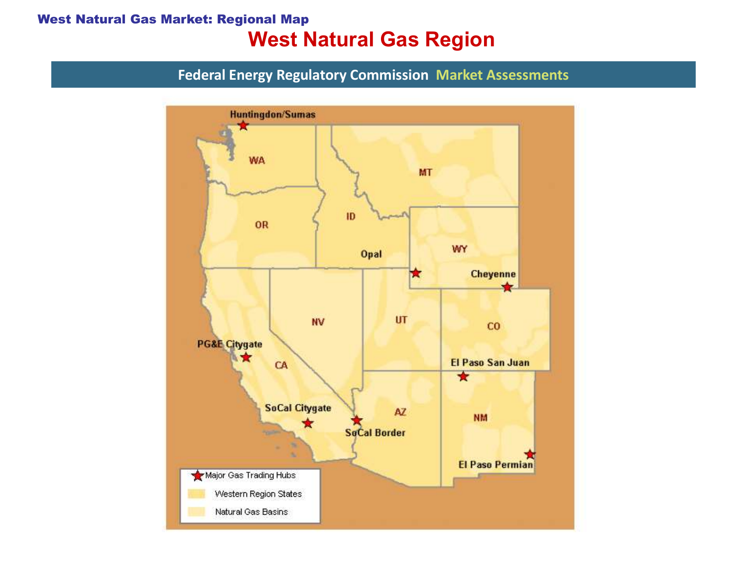West Natural Gas Market: Regional Map

# West Natural Gas Region

Federal Energy Regulatory Commission Market Assessments

Huntingdon/Sumas

WA

MT

OR

ID

WY

Opal

Cheyenne

NV

UT

CO

PG&E Citygate

CA

El Paso San Juan

SoCal Citygate

AZ

NM

SoCal Border

El Paso Permian

Major Gas Trading Hubs

Western Region States

Natural Gas Basins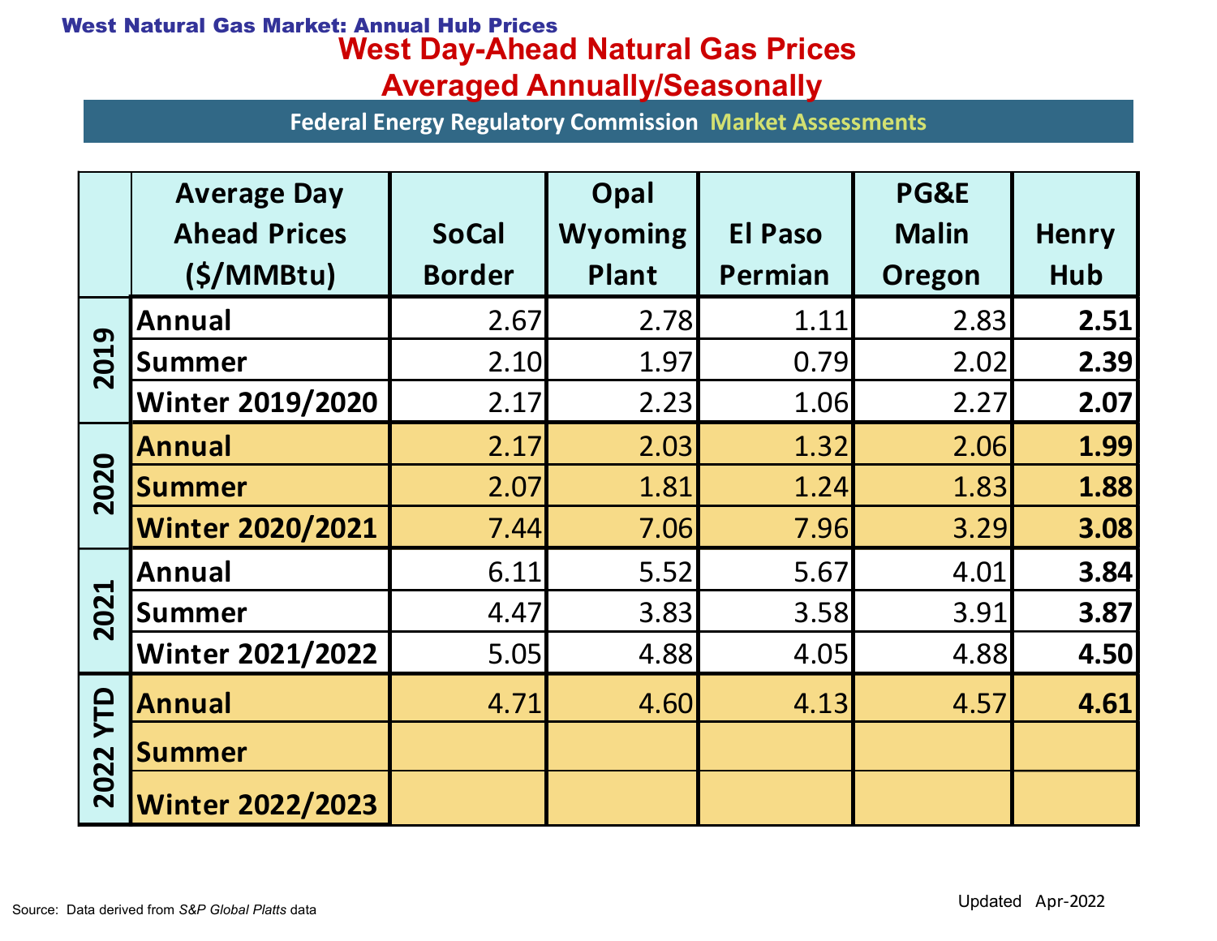**West Natural Gas Market: Annual Hub Prices**

# West Day-Ahead Natural Gas Prices
# Averaged Annually/Seasonally

**Federal Energy Regulatory Commission** Market Assessments

| | Average Day Ahead Prices ($/MMBtu) | SoCal Border | Opal Wyoming Plant | El Paso Permian | PG&E Malin Oregon | Henry Hub |
|---|---|---|---|---|---|---|
| 2019 | Annual | 2.67 | 2.78 | 1.11 | 2.83 | **2.51** |
| | Summer | 2.10 | 1.97 | 0.79 | 2.02 | **2.39** |
| | Winter 2019/2020 | 2.17 | 2.23 | 1.06 | 2.27 | **2.07** |
| 2020 | Annual | 2.17 | 2.03 | 1.32 | 2.06 | **1.99** |
| | Summer | 2.07 | 1.81 | 1.24 | 1.83 | **1.88** |
| | Winter 2020/2021 | 7.44 | 7.06 | 7.96 | 3.29 | **3.08** |
| 2021 | Annual | 6.11 | 5.52 | 5.67 | 4.01 | **3.84** |
| | Summer | 4.47 | 3.83 | 3.58 | 3.91 | **3.87** |
| | Winter 2021/2022 | 5.05 | 4.88 | 4.05 | 4.88 | **4.50** |
| 2022 YTD | Annual | 4.71 | 4.60 | 4.13 | 4.57 | **4.61** |
| | Summer | | | | | |
| | Winter 2022/2023 | | | | | |

Source: Data derived from *S&P Global Platts* data

Updated Apr-2022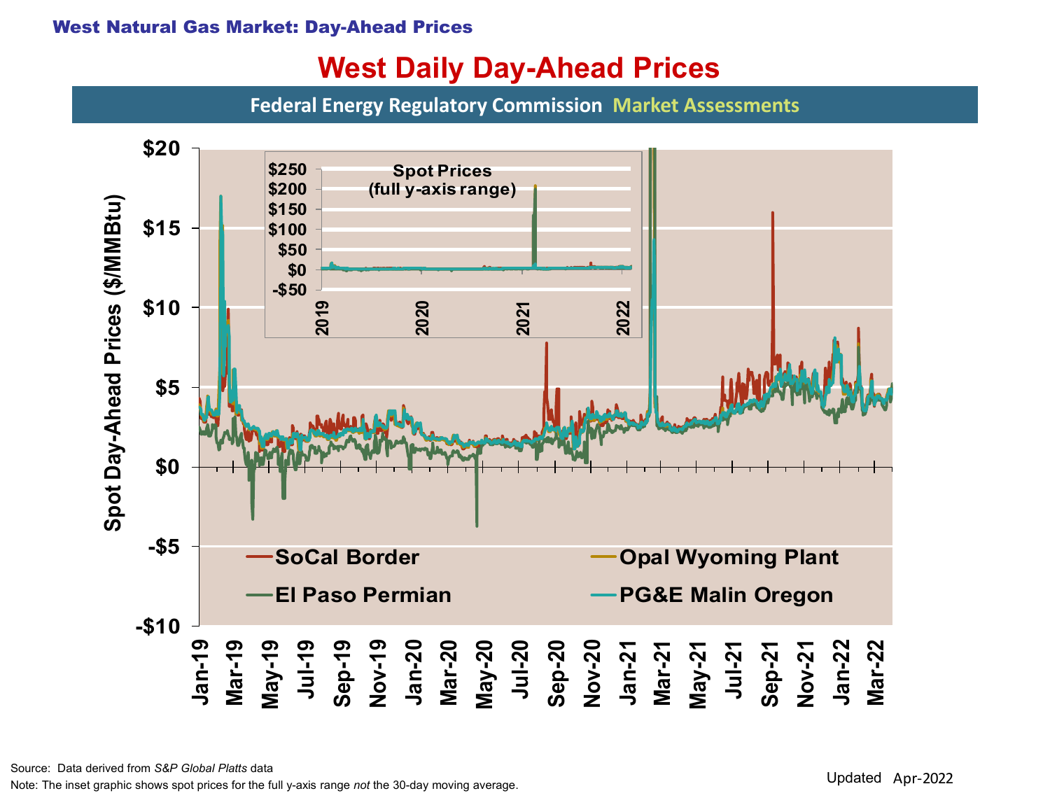West Natural Gas Market: Day-Ahead Prices

# West Daily Day-Ahead Prices

Federal Energy Regulatory Commission Market Assessments

Spot Day-Ahead Prices ($/MMBtu)

$20
$15
$10
$5
$0
-$5
-$10

Jan-19
Mar-19
May-19
Jul-19
Sep-19
Nov-19
Jan-20
Mar-20
May-20
Jul-20
Sep-20
Nov-20
Jan-21
Mar-21
May-21
Jul-21
Sep-21
Nov-21
Jan-22
Mar-22

Spot Prices
(full y-axis range)

$250
$200
$150
$100
$50
$0
-$50

2019
2020
2021
2022

SoCal Border
Opal Wyoming Plant
El Paso Permian
PG&E Malin Oregon

Source: Data derived from *S&P Global Platts* data

Note: The inset graphic shows spot prices for the full y-axis range *not* the 30-day moving average.

Updated Apr-2022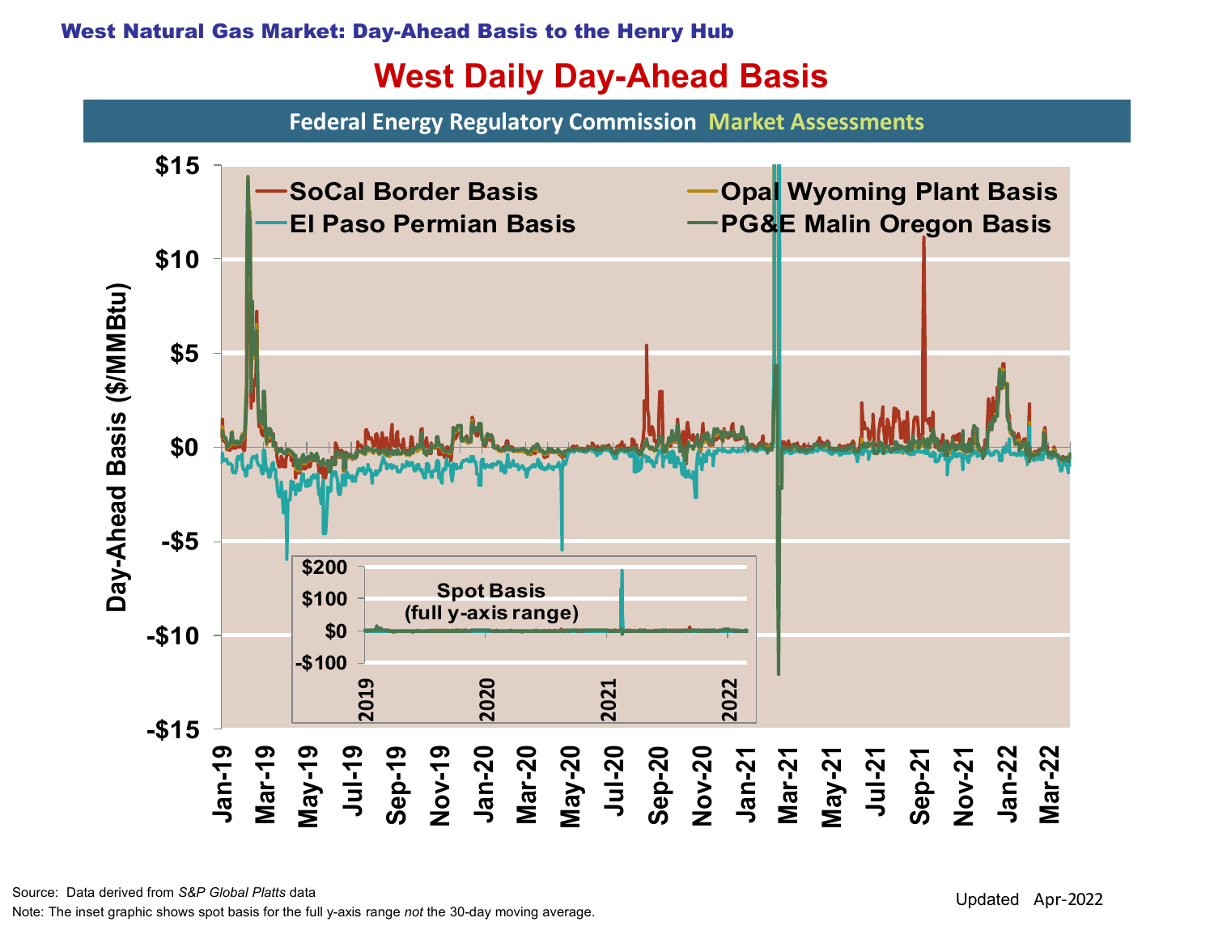# West Natural Gas Market: Day-Ahead Basis to the Henry Hub

## West Daily Day-Ahead Basis

Federal Energy Regulatory Commission Market Assessments

Day-Ahead Basis ($/MMBtu)

SoCal Border Basis | Opal Wyoming Plant Basis | El Paso Permian Basis | PG&E Malin Oregon Basis

$15, $10, $5, $0, -$5, -$10, -$15

Jan-19, Mar-19, May-19, Jul-19, Sep-19, Nov-19, Jan-20, Mar-20, May-20, Jul-20, Sep-20, Nov-20, Jan-21, Mar-21, May-21, Jul-21, Sep-21, Nov-21, Jan-22, Mar-22

Spot Basis (full y-axis range)

$200, $100, $0, -$100

2019, 2020, 2021, 2022

Source: Data derived from *S&P Global Platts* data

Note: The inset graphic shows spot basis for the full y-axis range *not* the 30-day moving average.

Updated Apr-2022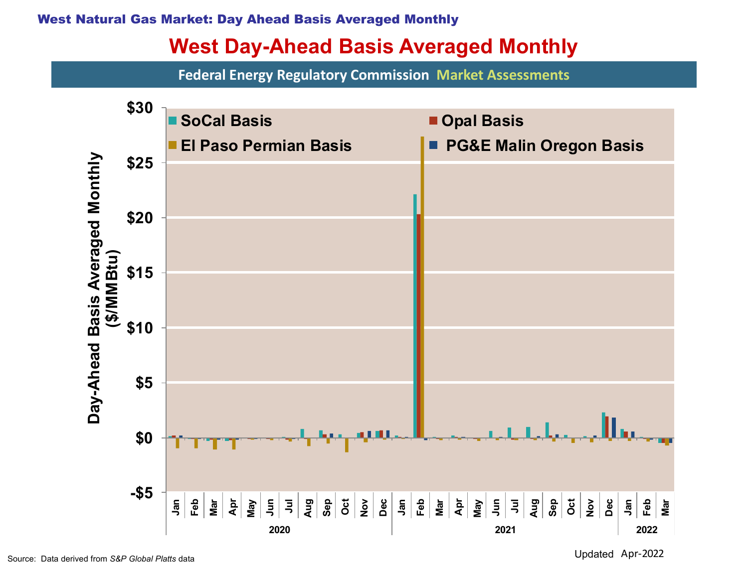West Natural Gas Market: Day Ahead Basis Averaged Monthly

# West Day-Ahead Basis Averaged Monthly

Federal Energy Regulatory Commission Market Assessments

SoCal Basis
Opal Basis
El Paso Permian Basis
PG&E Malin Oregon Basis

Day-Ahead Basis Averaged Monthly ($/MMBtu)

$30
$25
$20
$15
$10
$5
$0
-$5

Jan Feb Mar Apr May Jun Jul Aug Sep Oct Nov Dec
2020
Jan Feb Mar Apr May Jun Jul Aug Sep Oct Nov Dec
2021
Jan Feb Mar
2022

Source: Data derived from *S&P Global Platts* data

Updated Apr-2022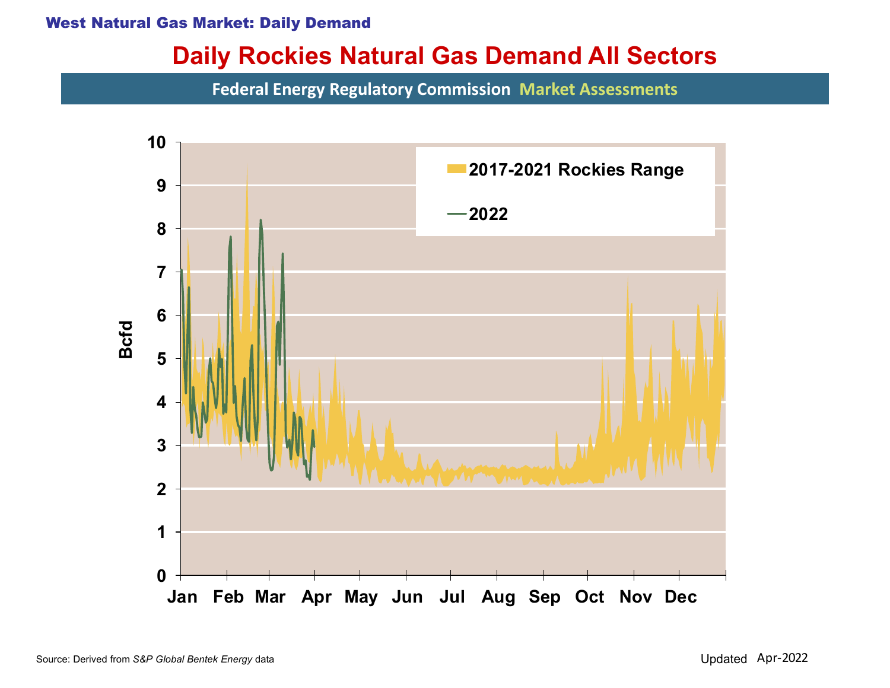West Natural Gas Market: Daily Demand

# Daily Rockies Natural Gas Demand All Sectors

Federal Energy Regulatory Commission Market Assessments

2017-2021 Rockies Range

2022

Bcfd

10
9
8
7
6
5
4
3
2
1
0

Jan Feb Mar Apr May Jun Jul Aug Sep Oct Nov Dec

Source: Derived from *S&P Global Bentek Energy* data

Updated Apr-2022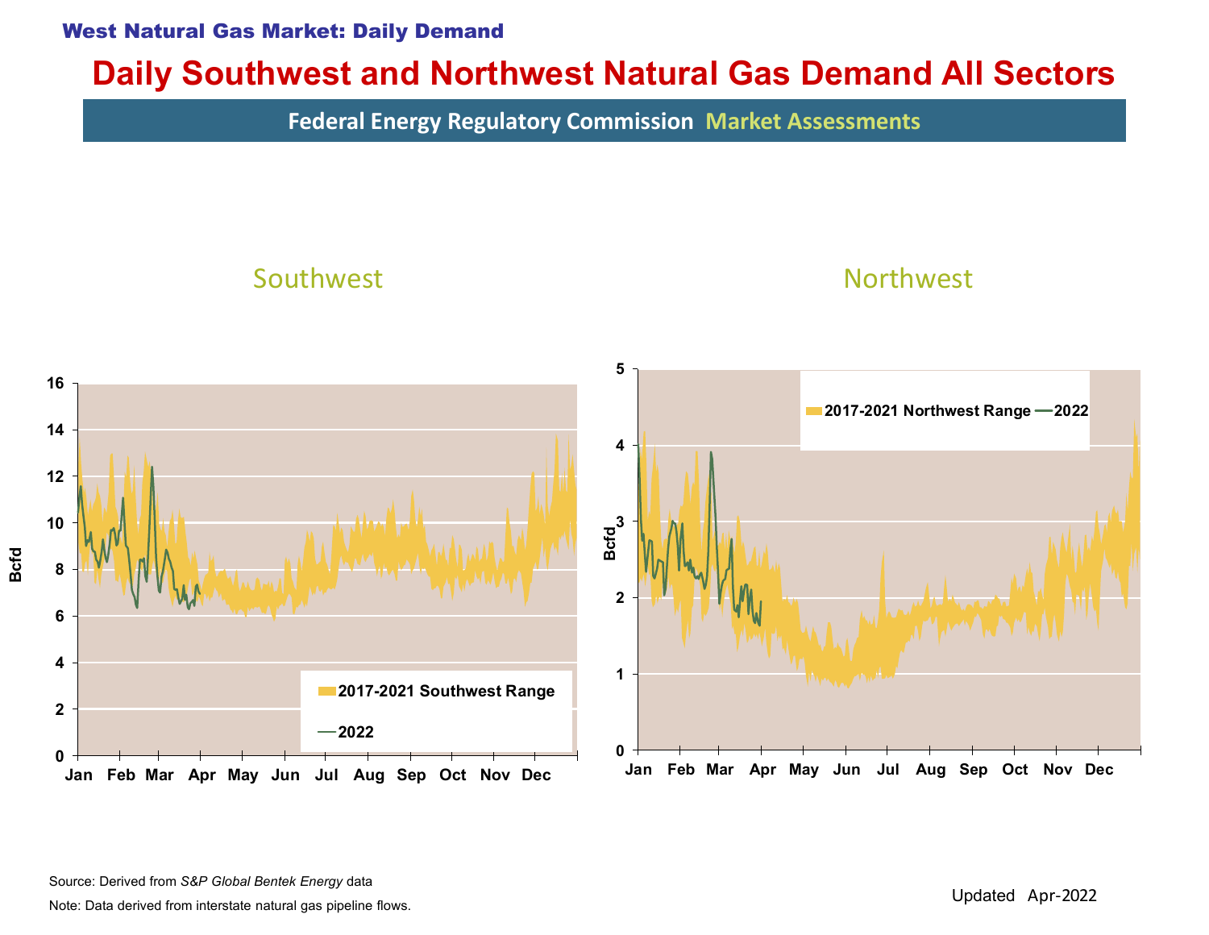West Natural Gas Market: Daily Demand

# Daily Southwest and Northwest Natural Gas Demand All Sectors

Federal Energy Regulatory Commission Market Assessments

## Southwest

Bcfd

16
14
12
10
8
6
4
2
0

Jan Feb Mar Apr May Jun Jul Aug Sep Oct Nov Dec

2017-2021 Southwest Range

2022

## Northwest

Bcfd

5
4
3
2
1
0

Jan Feb Mar Apr May Jun Jul Aug Sep Oct Nov Dec

2017-2021 Northwest Range

2022

Source: Derived from *S&P Global Bentek Energy* data

Note: Data derived from interstate natural gas pipeline flows.

Updated Apr-2022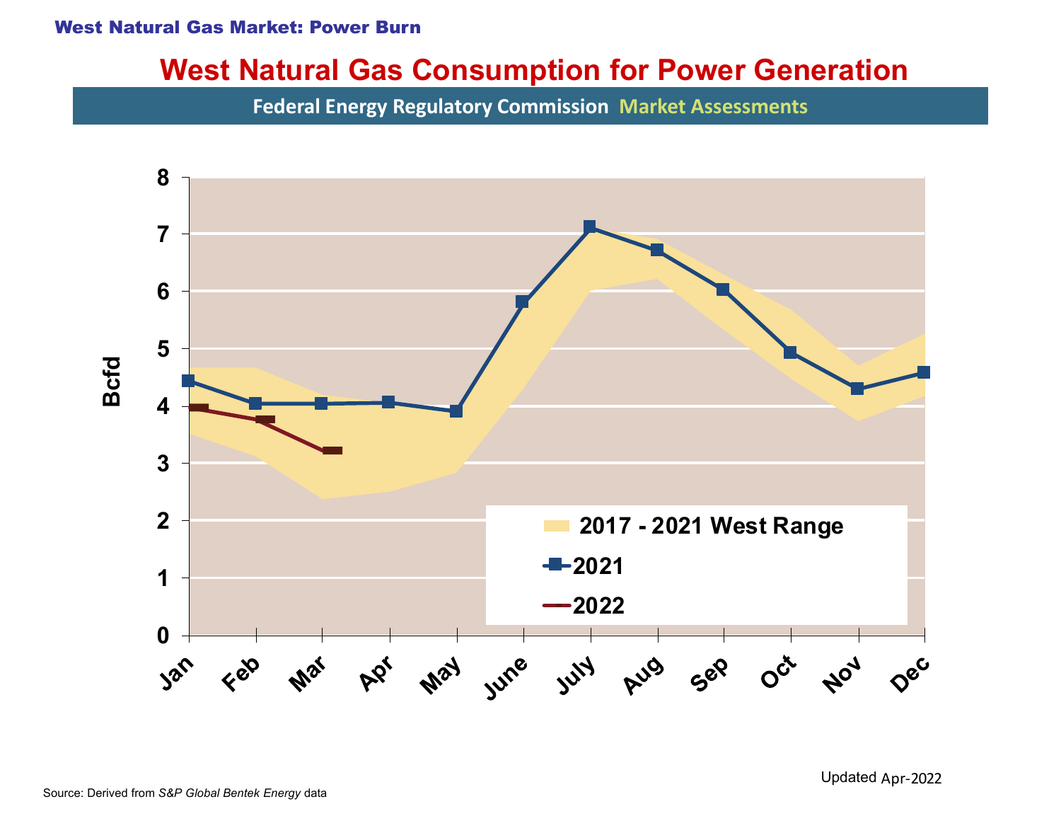West Natural Gas Market: Power Burn

# West Natural Gas Consumption for Power Generation

Federal Energy Regulatory Commission Market Assessments

Bcfd

8
7
6
5
4
3
2
1
0

Jan Feb Mar Apr May June July Aug Sep Oct Nov Dec

2017 - 2021 West Range
2021
2022

Updated Apr-2022

Source: Derived from *S&P Global Bentek Energy* data